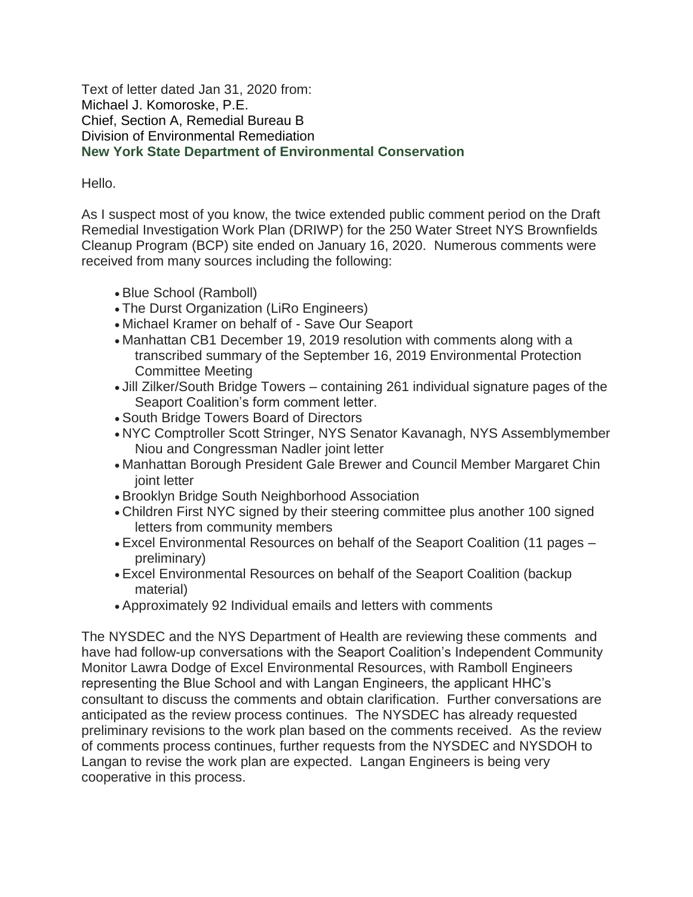Text of letter dated Jan 31, 2020 from:
Michael J. Komoroske, P.E.
Chief, Section A, Remedial Bureau B
Division of Environmental Remediation
**New York State Department of Environmental Conservation**

Hello.

As I suspect most of you know, the twice extended public comment period on the Draft Remedial Investigation Work Plan (DRIWP) for the 250 Water Street NYS Brownfields Cleanup Program (BCP) site ended on January 16, 2020. Numerous comments were received from many sources including the following:

- Blue School (Ramboll)
- The Durst Organization (LiRo Engineers)
- Michael Kramer on behalf of - Save Our Seaport
- Manhattan CB1 December 19, 2019 resolution with comments along with a transcribed summary of the September 16, 2019 Environmental Protection Committee Meeting
- Jill Zilker/South Bridge Towers – containing 261 individual signature pages of the Seaport Coalition's form comment letter.
- South Bridge Towers Board of Directors
- NYC Comptroller Scott Stringer, NYS Senator Kavanagh, NYS Assemblymember Niou and Congressman Nadler joint letter
- Manhattan Borough President Gale Brewer and Council Member Margaret Chin joint letter
- Brooklyn Bridge South Neighborhood Association
- Children First NYC signed by their steering committee plus another 100 signed letters from community members
- Excel Environmental Resources on behalf of the Seaport Coalition (11 pages – preliminary)
- Excel Environmental Resources on behalf of the Seaport Coalition (backup material)
- Approximately 92 Individual emails and letters with comments

The NYSDEC and the NYS Department of Health are reviewing these comments and have had follow-up conversations with the Seaport Coalition's Independent Community Monitor Lawra Dodge of Excel Environmental Resources, with Ramboll Engineers representing the Blue School and with Langan Engineers, the applicant HHC's consultant to discuss the comments and obtain clarification. Further conversations are anticipated as the review process continues. The NYSDEC has already requested preliminary revisions to the work plan based on the comments received. As the review of comments process continues, further requests from the NYSDEC and NYSDOH to Langan to revise the work plan are expected. Langan Engineers is being very cooperative in this process.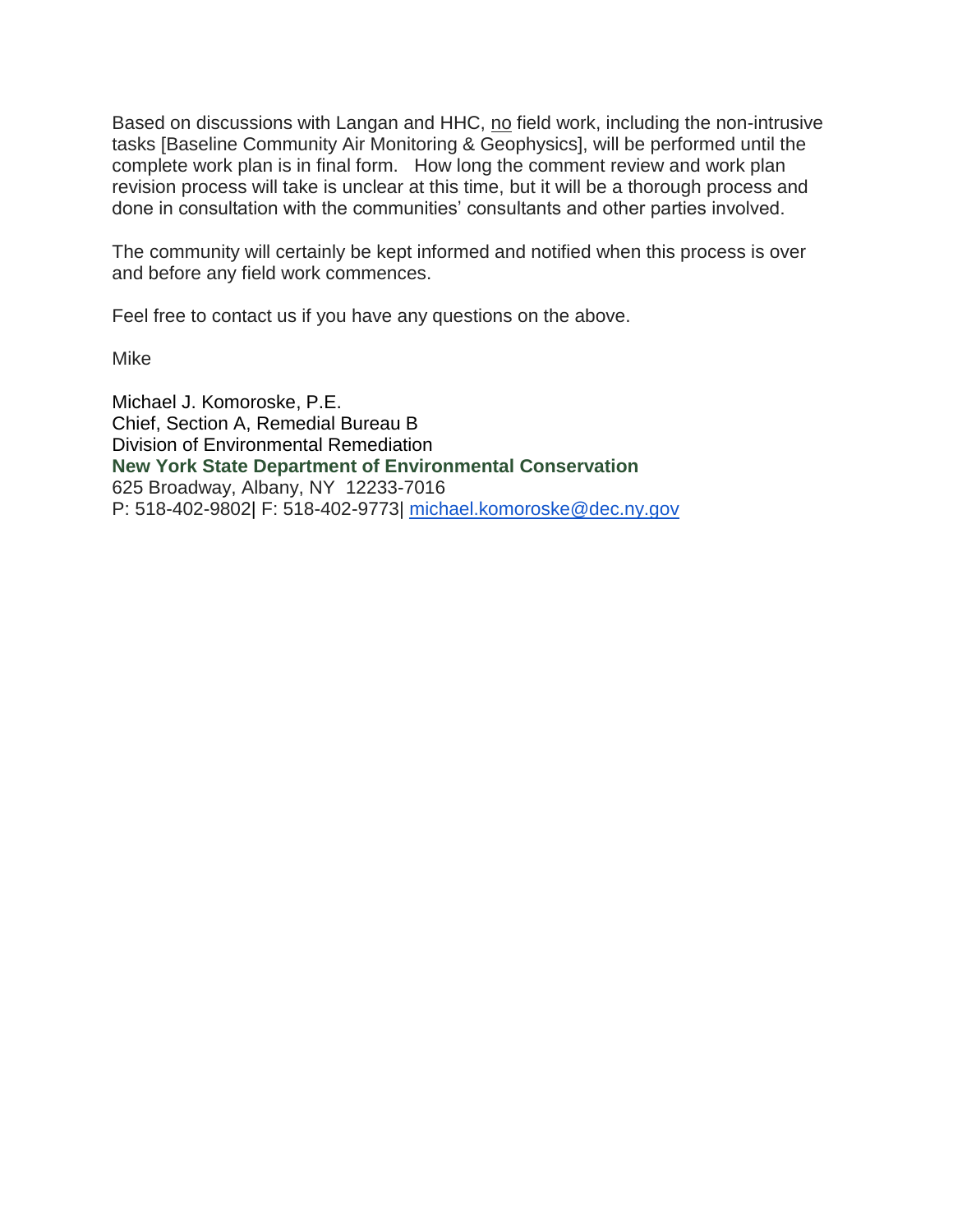Based on discussions with Langan and HHC, <u>no</u> field work, including the non-intrusive tasks [Baseline Community Air Monitoring & Geophysics], will be performed until the complete work plan is in final form. How long the comment review and work plan revision process will take is unclear at this time, but it will be a thorough process and done in consultation with the communities' consultants and other parties involved.

The community will certainly be kept informed and notified when this process is over and before any field work commences.

Feel free to contact us if you have any questions on the above.

Mike

Michael J. Komoroske, P.E.
Chief, Section A, Remedial Bureau B
Division of Environmental Remediation
**New York State Department of Environmental Conservation**
625 Broadway, Albany, NY 12233-7016
P: 518-402-9802| F: 518-402-9773| michael.komoroske@dec.ny.gov